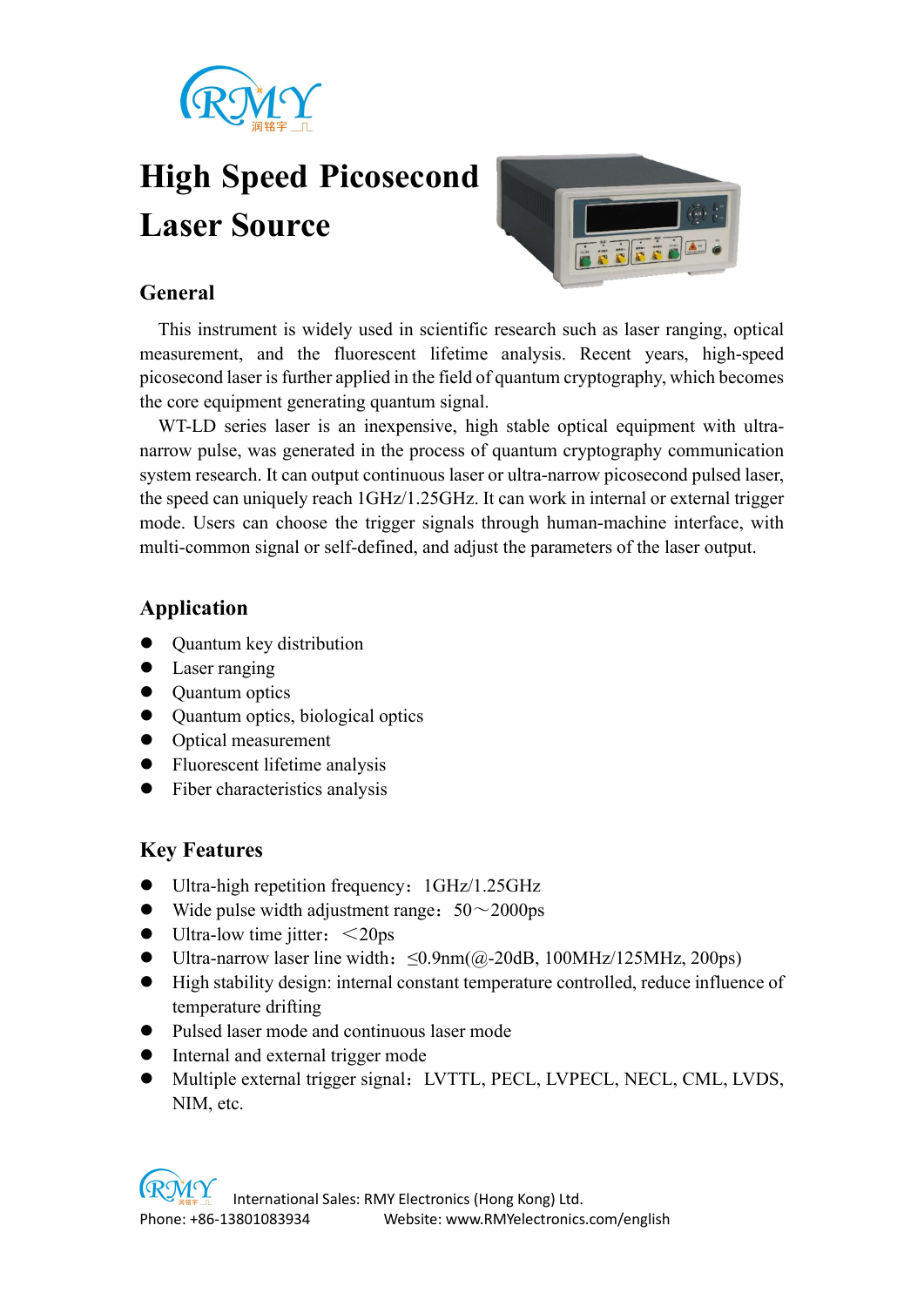# High Speed Picosecond Laser Source

## General

This instrument is widely used in scientific research such as laser ranging, optical measurement, and the fluorescent lifetime analysis. Recent years, high-speed picosecond laser is further applied in the field of quantum cryptography, which becomes the core equipment generating quantum signal.

WT-LD series laser is an inexpensive, high stable optical equipment with ultra-narrow pulse, was generated in the process of quantum cryptography communication system research. It can output continuous laser or ultra-narrow picosecond pulsed laser, the speed can uniquely reach 1GHz/1.25GHz. It can work in internal or external trigger mode. Users can choose the trigger signals through human-machine interface, with multi-common signal or self-defined, and adjust the parameters of the laser output.

## Application

- Quantum key distribution
- Laser ranging
- Quantum optics
- Quantum optics, biological optics
- Optical measurement
- Fluorescent lifetime analysis
- Fiber characteristics analysis

## Key Features

- Ultra-high repetition frequency：1GHz/1.25GHz
- Wide pulse width adjustment range：50～2000ps
- Ultra-low time jitter：＜20ps
- Ultra-narrow laser line width：≤0.9nm(@-20dB, 100MHz/125MHz, 200ps)
- High stability design: internal constant temperature controlled, reduce influence of temperature drifting
- Pulsed laser mode and continuous laser mode
- Internal and external trigger mode
- Multiple external trigger signal：LVTTL, PECL, LVPECL, NECL, CML, LVDS, NIM, etc.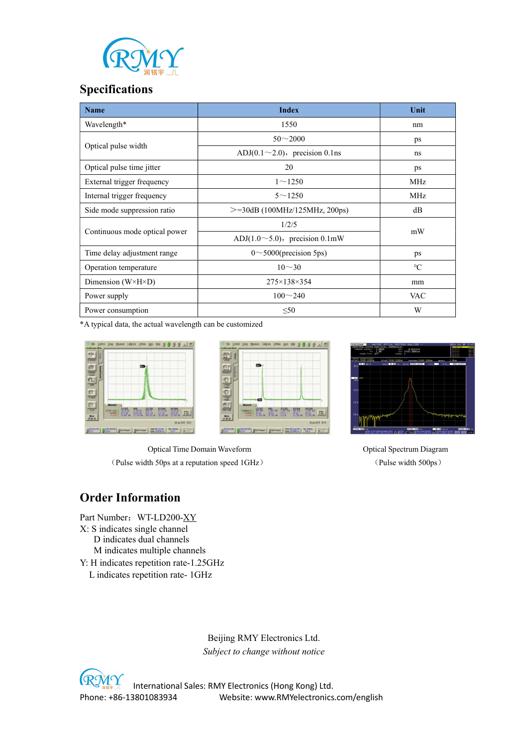## Specifications

| Name | Index | Unit |
|---|---|---|
| Wavelength* | 1550 | nm |
| Optical pulse width | 50～2000 | ps |
| | ADJ(0.1～2.0)，precision 0.1ns | ns |
| Optical pulse time jitter | 20 | ps |
| External trigger frequency | 1～1250 | MHz |
| Internal trigger frequency | 5～1250 | MHz |
| Side mode suppression ratio | >=30dB (100MHz/125MHz, 200ps) | dB |
| Continuous mode optical power | 1/2/5 | mW |
| | ADJ(1.0～5.0)，precision 0.1mW | |
| Time delay adjustment range | 0～5000(precision 5ps) | ps |
| Operation temperature | 10～30 | ℃ |
| Dimension (W×H×D) | 275×138×354 | mm |
| Power supply | 100～240 | VAC |
| Power consumption | ≤50 | W |

*A typical data, the actual wavelength can be customized

Optical Time Domain Waveform

（Pulse width 50ps at a reputation speed 1GHz）

Optical Spectrum Diagram

（Pulse width 500ps）

## Order Information

Part Number：WT-LD200-XY

X: S indicates single channel
D indicates dual channels
M indicates multiple channels

Y: H indicates repetition rate-1.25GHz
L indicates repetition rate- 1GHz

Beijing RMY Electronics Ltd.

*Subject to change without notice*

International Sales: RMY Electronics (Hong Kong) Ltd.

Phone: +86-13801083934 Website: www.RMYelectronics.com/english